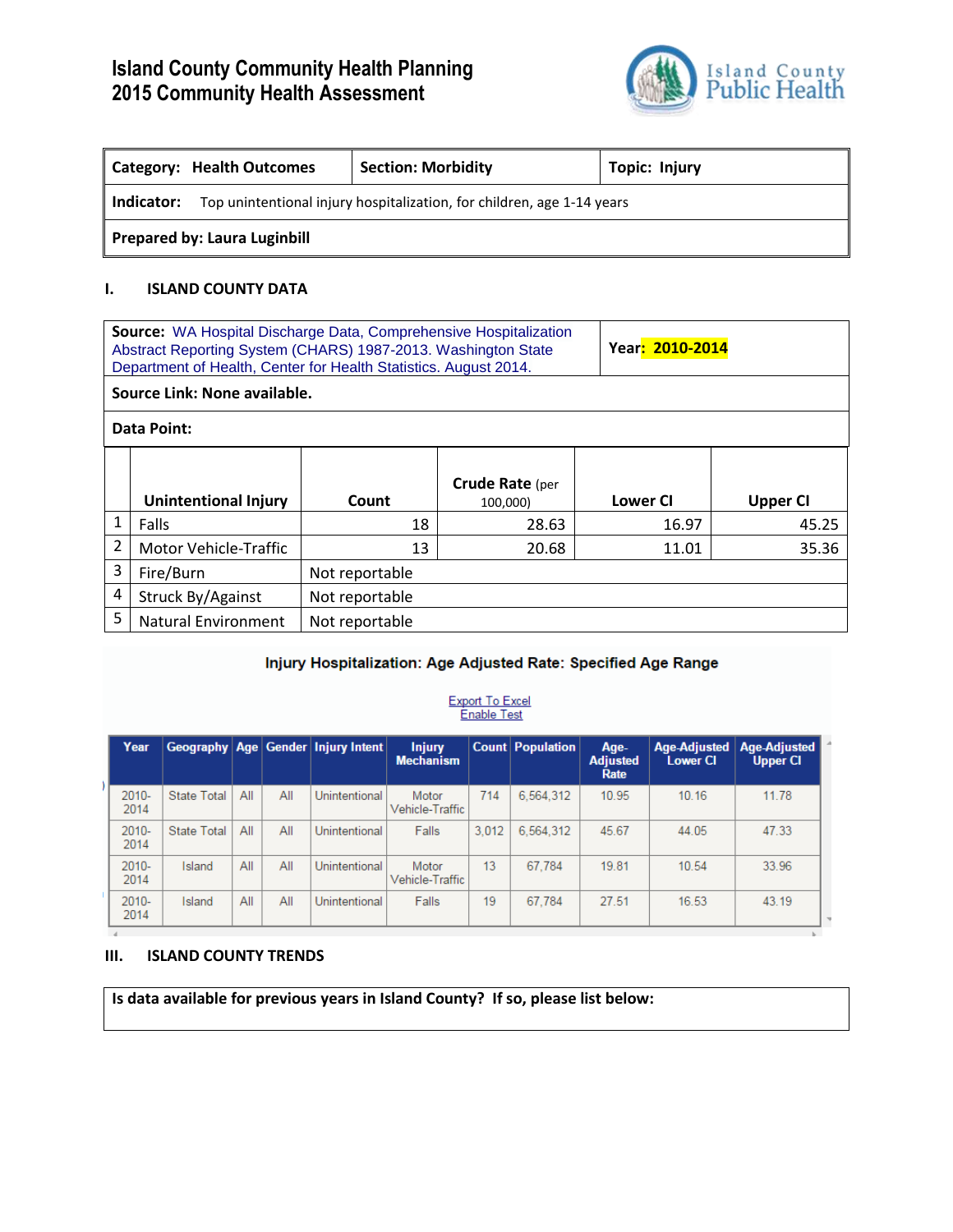# Island County Community Health Planning
# 2015 Community Health Assessment

| Category: Health Outcomes | Section: Morbidity | Topic: Injury |
|---|---|---|
| **Indicator:** Top unintentional injury hospitalization, for children, age 1-14 years | | |
| **Prepared by: Laura Luginbill** | | |

## I. ISLAND COUNTY DATA

| **Source:** WA Hospital Discharge Data, Comprehensive Hospitalization Abstract Reporting System (CHARS) 1987-2013. Washington State Department of Health, Center for Health Statistics. August 2014. | **Year: 2010-2014** |
|---|---|
| **Source Link: None available.** | |
| **Data Point:** | |

| | Unintentional Injury | Count | Crude Rate (per 100,000) | Lower CI | Upper CI |
|---|---|---|---|---|---|
| 1 | Falls | 18 | 28.63 | 16.97 | 45.25 |
| 2 | Motor Vehicle-Traffic | 13 | 20.68 | 11.01 | 35.36 |
| 3 | Fire/Burn | Not reportable | | | |
| 4 | Struck By/Against | Not reportable | | | |
| 5 | Natural Environment | Not reportable | | | |

**Injury Hospitalization: Age Adjusted Rate: Specified Age Range**

Export To Excel
Enable Test

| Year | Geography | Age | Gender | Injury Intent | Injury Mechanism | Count | Population | Age-Adjusted Rate | Age-Adjusted Lower CI | Age-Adjusted Upper CI |
|---|---|---|---|---|---|---|---|---|---|---|
| 2010-2014 | State Total | All | All | Unintentional | Motor Vehicle-Traffic | 714 | 6,564,312 | 10.95 | 10.16 | 11.78 |
| 2010-2014 | State Total | All | All | Unintentional | Falls | 3,012 | 6,564,312 | 45.67 | 44.05 | 47.33 |
| 2010-2014 | Island | All | All | Unintentional | Motor Vehicle-Traffic | 13 | 67,784 | 19.81 | 10.54 | 33.96 |
| 2010-2014 | Island | All | All | Unintentional | Falls | 19 | 67,784 | 27.51 | 16.53 | 43.19 |

## III. ISLAND COUNTY TRENDS

| **Is data available for previous years in Island County? If so, please list below:** |
|---|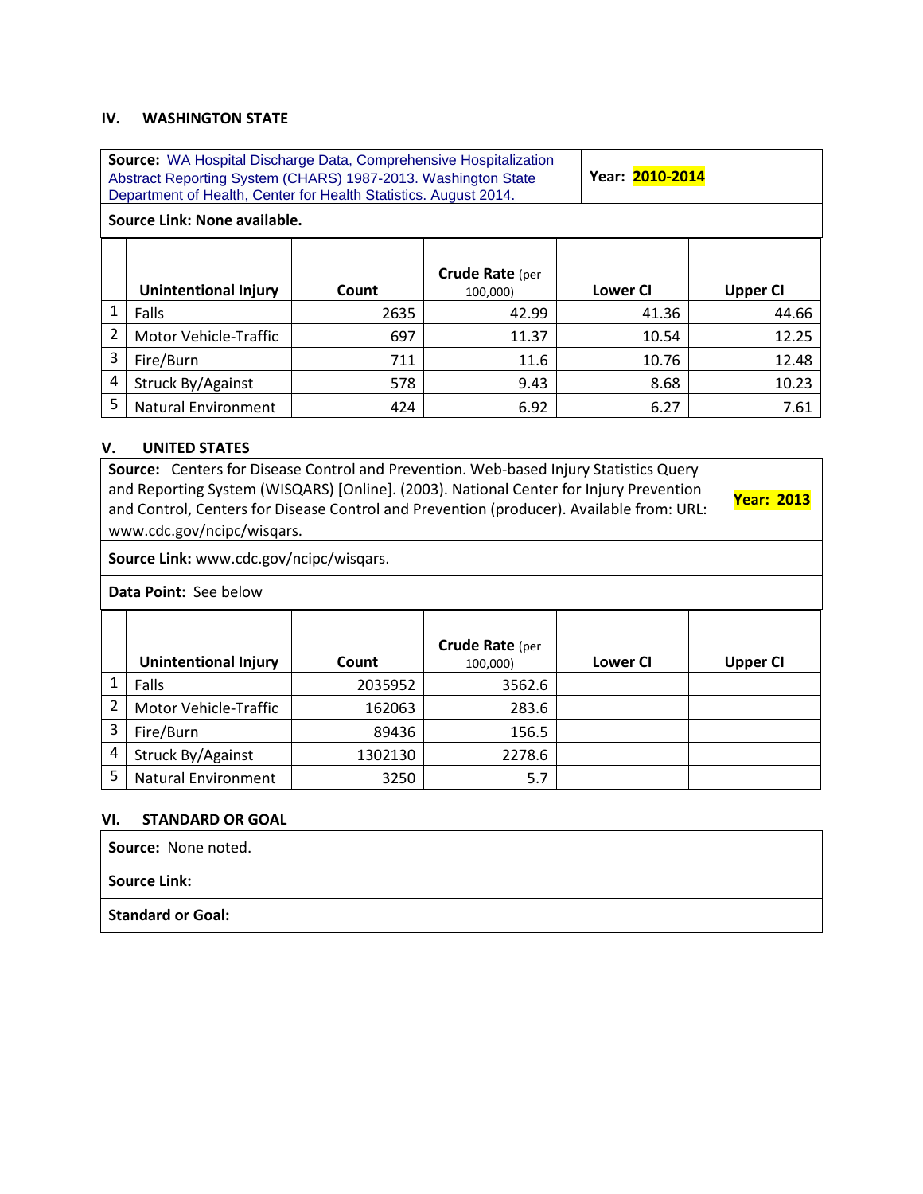## IV. WASHINGTON STATE

| | |
|---|---|
| **Source:** WA Hospital Discharge Data, Comprehensive Hospitalization Abstract Reporting System (CHARS) 1987-2013. Washington State Department of Health, Center for Health Statistics. August 2014. | **Year: 2010-2014** |
| **Source Link: None available.** | |

| | Unintentional Injury | Count | Crude Rate (per 100,000) | Lower CI | Upper CI |
|---|---|---|---|---|---|
| 1 | Falls | 2635 | 42.99 | 41.36 | 44.66 |
| 2 | Motor Vehicle-Traffic | 697 | 11.37 | 10.54 | 12.25 |
| 3 | Fire/Burn | 711 | 11.6 | 10.76 | 12.48 |
| 4 | Struck By/Against | 578 | 9.43 | 8.68 | 10.23 |
| 5 | Natural Environment | 424 | 6.92 | 6.27 | 7.61 |

## V. UNITED STATES

| | |
|---|---|
| **Source:** Centers for Disease Control and Prevention. Web-based Injury Statistics Query and Reporting System (WISQARS) [Online]. (2003). National Center for Injury Prevention and Control, Centers for Disease Control and Prevention (producer). Available from: URL: www.cdc.gov/ncipc/wisqars. | **Year: 2013** |
| **Source Link:** www.cdc.gov/ncipc/wisqars. | |
| **Data Point:** See below | |

| | Unintentional Injury | Count | Crude Rate (per 100,000) | Lower CI | Upper CI |
|---|---|---|---|---|---|
| 1 | Falls | 2035952 | 3562.6 | | |
| 2 | Motor Vehicle-Traffic | 162063 | 283.6 | | |
| 3 | Fire/Burn | 89436 | 156.5 | | |
| 4 | Struck By/Against | 1302130 | 2278.6 | | |
| 5 | Natural Environment | 3250 | 5.7 | | |

## VI. STANDARD OR GOAL

| |
|---|
| **Source:** None noted. |
| **Source Link:** |
| **Standard or Goal:** |